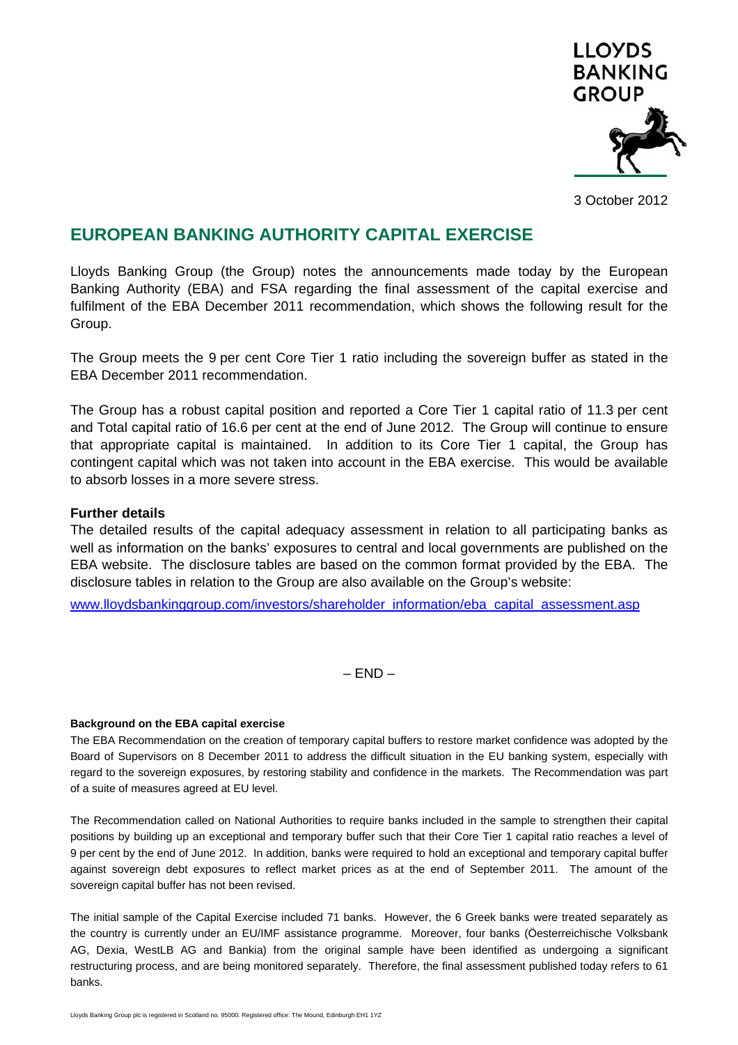LLOYDS BANKING GROUP

3 October 2012

# EUROPEAN BANKING AUTHORITY CAPITAL EXERCISE

Lloyds Banking Group (the Group) notes the announcements made today by the European Banking Authority (EBA) and FSA regarding the final assessment of the capital exercise and fulfilment of the EBA December 2011 recommendation, which shows the following result for the Group.

The Group meets the 9 per cent Core Tier 1 ratio including the sovereign buffer as stated in the EBA December 2011 recommendation.

The Group has a robust capital position and reported a Core Tier 1 capital ratio of 11.3 per cent and Total capital ratio of 16.6 per cent at the end of June 2012. The Group will continue to ensure that appropriate capital is maintained. In addition to its Core Tier 1 capital, the Group has contingent capital which was not taken into account in the EBA exercise. This would be available to absorb losses in a more severe stress.

### Further details

The detailed results of the capital adequacy assessment in relation to all participating banks as well as information on the banks' exposures to central and local governments are published on the EBA website. The disclosure tables are based on the common format provided by the EBA. The disclosure tables in relation to the Group are also available on the Group's website:

www.lloydsbankinggroup.com/investors/shareholder_information/eba_capital_assessment.asp

– END –

**Background on the EBA capital exercise**

The EBA Recommendation on the creation of temporary capital buffers to restore market confidence was adopted by the Board of Supervisors on 8 December 2011 to address the difficult situation in the EU banking system, especially with regard to the sovereign exposures, by restoring stability and confidence in the markets. The Recommendation was part of a suite of measures agreed at EU level.

The Recommendation called on National Authorities to require banks included in the sample to strengthen their capital positions by building up an exceptional and temporary buffer such that their Core Tier 1 capital ratio reaches a level of 9 per cent by the end of June 2012. In addition, banks were required to hold an exceptional and temporary capital buffer against sovereign debt exposures to reflect market prices as at the end of September 2011. The amount of the sovereign capital buffer has not been revised.

The initial sample of the Capital Exercise included 71 banks. However, the 6 Greek banks were treated separately as the country is currently under an EU/IMF assistance programme. Moreover, four banks (Öesterreichische Volksbank AG, Dexia, WestLB AG and Bankia) from the original sample have been identified as undergoing a significant restructuring process, and are being monitored separately. Therefore, the final assessment published today refers to 61 banks.

Lloyds Banking Group plc is registered in Scotland no. 95000. Registered office: The Mound, Edinburgh EH1 1YZ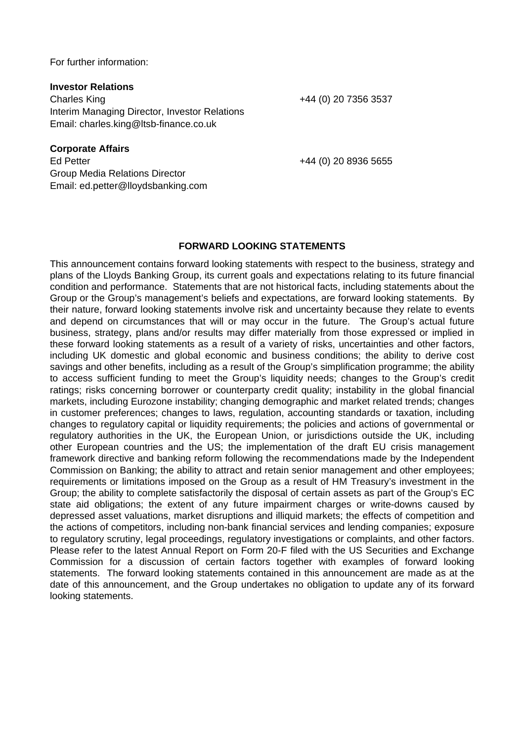For further information:

**Investor Relations**
Charles King +44 (0) 20 7356 3537
Interim Managing Director, Investor Relations
Email: charles.king@ltsb-finance.co.uk

**Corporate Affairs**
Ed Petter +44 (0) 20 8936 5655
Group Media Relations Director
Email: ed.petter@lloydsbanking.com

**FORWARD LOOKING STATEMENTS**

This announcement contains forward looking statements with respect to the business, strategy and plans of the Lloyds Banking Group, its current goals and expectations relating to its future financial condition and performance. Statements that are not historical facts, including statements about the Group or the Group's management's beliefs and expectations, are forward looking statements. By their nature, forward looking statements involve risk and uncertainty because they relate to events and depend on circumstances that will or may occur in the future. The Group's actual future business, strategy, plans and/or results may differ materially from those expressed or implied in these forward looking statements as a result of a variety of risks, uncertainties and other factors, including UK domestic and global economic and business conditions; the ability to derive cost savings and other benefits, including as a result of the Group's simplification programme; the ability to access sufficient funding to meet the Group's liquidity needs; changes to the Group's credit ratings; risks concerning borrower or counterparty credit quality; instability in the global financial markets, including Eurozone instability; changing demographic and market related trends; changes in customer preferences; changes to laws, regulation, accounting standards or taxation, including changes to regulatory capital or liquidity requirements; the policies and actions of governmental or regulatory authorities in the UK, the European Union, or jurisdictions outside the UK, including other European countries and the US; the implementation of the draft EU crisis management framework directive and banking reform following the recommendations made by the Independent Commission on Banking; the ability to attract and retain senior management and other employees; requirements or limitations imposed on the Group as a result of HM Treasury's investment in the Group; the ability to complete satisfactorily the disposal of certain assets as part of the Group's EC state aid obligations; the extent of any future impairment charges or write-downs caused by depressed asset valuations, market disruptions and illiquid markets; the effects of competition and the actions of competitors, including non-bank financial services and lending companies; exposure to regulatory scrutiny, legal proceedings, regulatory investigations or complaints, and other factors. Please refer to the latest Annual Report on Form 20-F filed with the US Securities and Exchange Commission for a discussion of certain factors together with examples of forward looking statements. The forward looking statements contained in this announcement are made as at the date of this announcement, and the Group undertakes no obligation to update any of its forward looking statements.